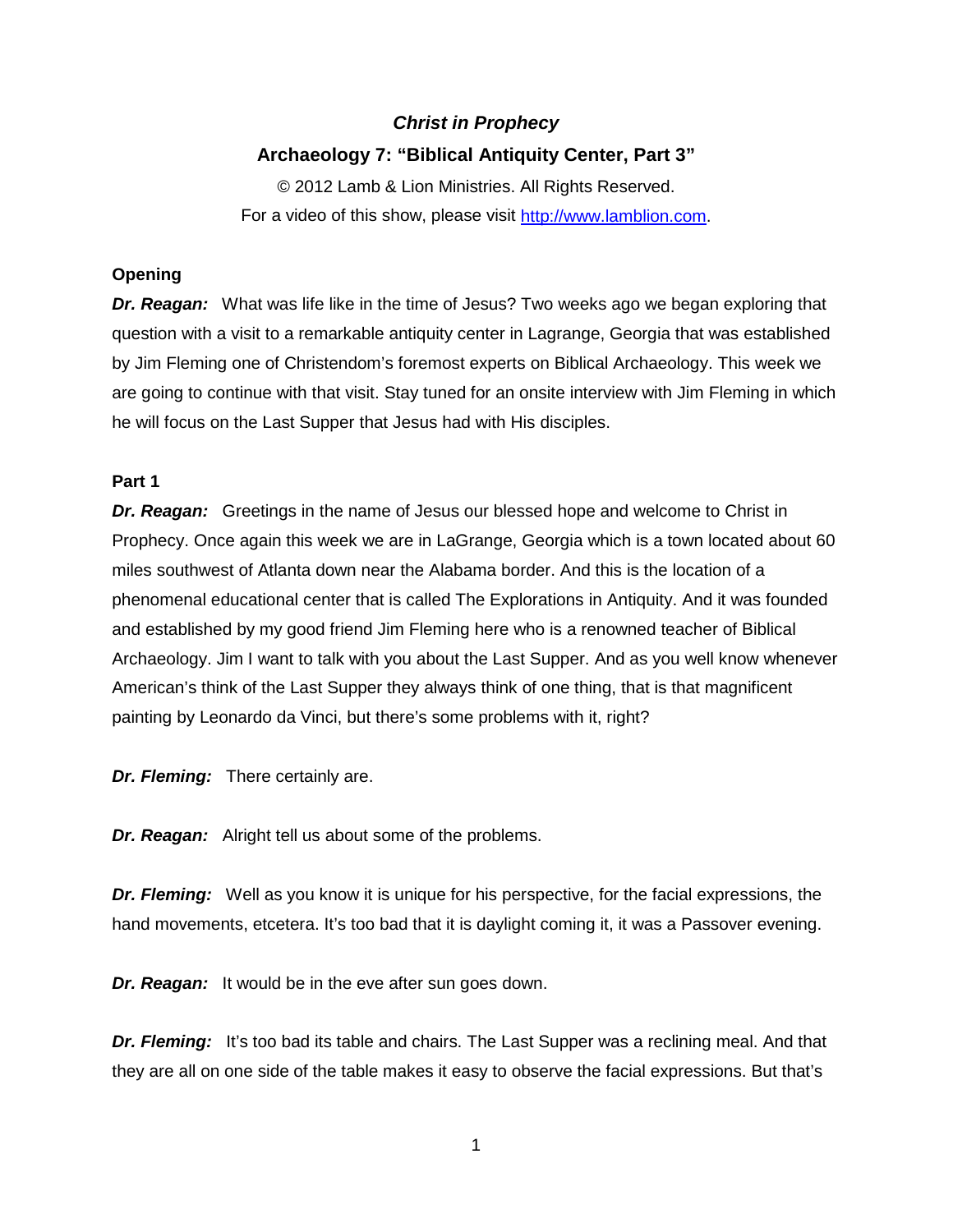# *Christ in Prophecy*

## Archaeology 7: "Biblical Antiquity Center, Part 3"

© 2012 Lamb & Lion Ministries. All Rights Reserved.
For a video of this show, please visit [http://www.lamblion.com](http://www.lamblion.com).

### Opening

***Dr. Reagan:*** What was life like in the time of Jesus? Two weeks ago we began exploring that question with a visit to a remarkable antiquity center in Lagrange, Georgia that was established by Jim Fleming one of Christendom's foremost experts on Biblical Archaeology. This week we are going to continue with that visit. Stay tuned for an onsite interview with Jim Fleming in which he will focus on the Last Supper that Jesus had with His disciples.

### Part 1

***Dr. Reagan:*** Greetings in the name of Jesus our blessed hope and welcome to Christ in Prophecy. Once again this week we are in LaGrange, Georgia which is a town located about 60 miles southwest of Atlanta down near the Alabama border. And this is the location of a phenomenal educational center that is called The Explorations in Antiquity. And it was founded and established by my good friend Jim Fleming here who is a renowned teacher of Biblical Archaeology. Jim I want to talk with you about the Last Supper. And as you well know whenever American's think of the Last Supper they always think of one thing, that is that magnificent painting by Leonardo da Vinci, but there's some problems with it, right?

***Dr. Fleming:*** There certainly are.

***Dr. Reagan:*** Alright tell us about some of the problems.

***Dr. Fleming:*** Well as you know it is unique for his perspective, for the facial expressions, the hand movements, etcetera. It's too bad that it is daylight coming it, it was a Passover evening.

***Dr. Reagan:*** It would be in the eve after sun goes down.

***Dr. Fleming:*** It's too bad its table and chairs. The Last Supper was a reclining meal. And that they are all on one side of the table makes it easy to observe the facial expressions. But that's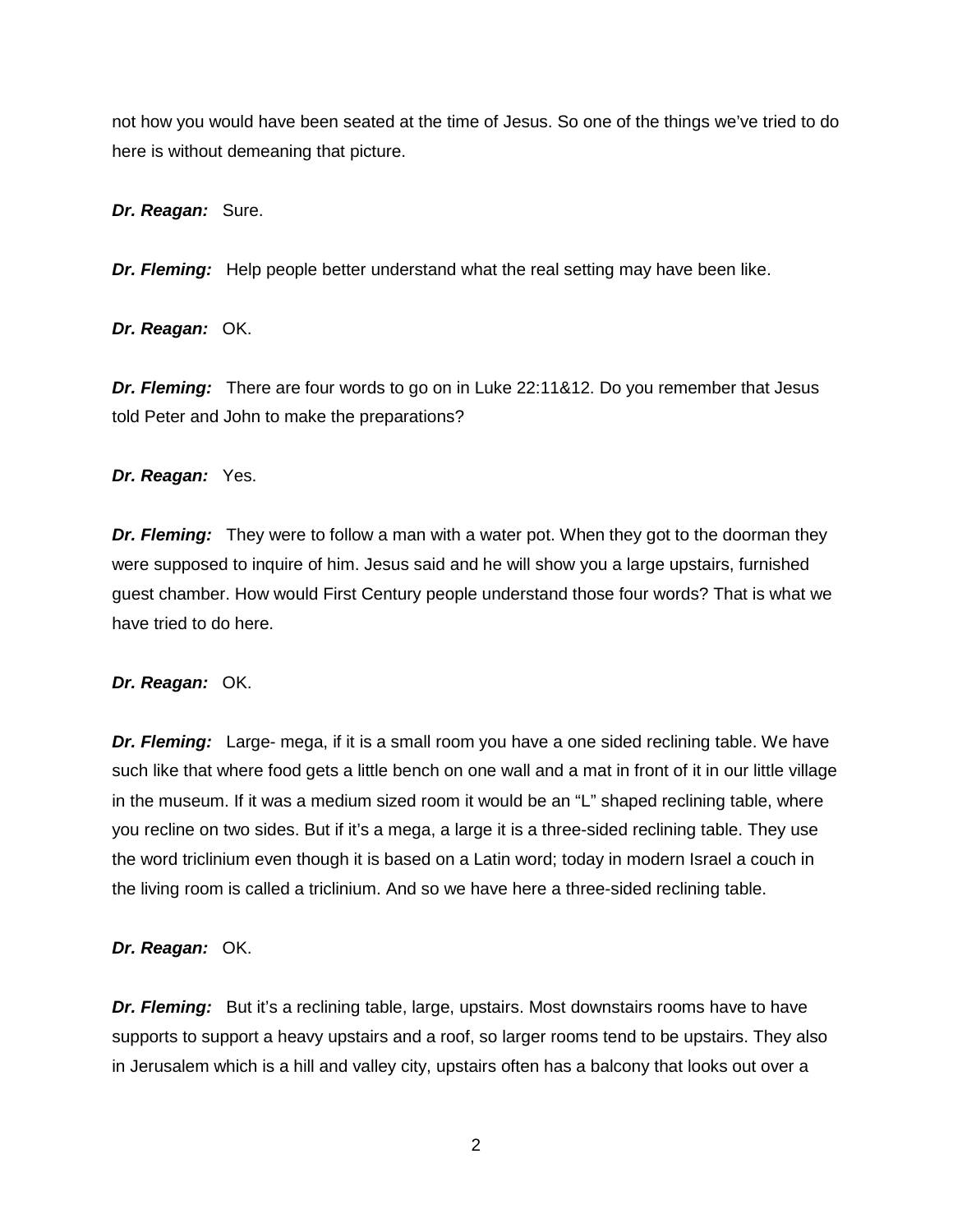not how you would have been seated at the time of Jesus. So one of the things we've tried to do here is without demeaning that picture.

***Dr. Reagan:*** Sure.

***Dr. Fleming:*** Help people better understand what the real setting may have been like.

***Dr. Reagan:*** OK.

***Dr. Fleming:*** There are four words to go on in Luke 22:11&12. Do you remember that Jesus told Peter and John to make the preparations?

***Dr. Reagan:*** Yes.

***Dr. Fleming:*** They were to follow a man with a water pot. When they got to the doorman they were supposed to inquire of him. Jesus said and he will show you a large upstairs, furnished guest chamber. How would First Century people understand those four words? That is what we have tried to do here.

***Dr. Reagan:*** OK.

***Dr. Fleming:*** Large- mega, if it is a small room you have a one sided reclining table. We have such like that where food gets a little bench on one wall and a mat in front of it in our little village in the museum. If it was a medium sized room it would be an "L" shaped reclining table, where you recline on two sides. But if it's a mega, a large it is a three-sided reclining table. They use the word triclinium even though it is based on a Latin word; today in modern Israel a couch in the living room is called a triclinium. And so we have here a three-sided reclining table.

***Dr. Reagan:*** OK.

***Dr. Fleming:*** But it's a reclining table, large, upstairs. Most downstairs rooms have to have supports to support a heavy upstairs and a roof, so larger rooms tend to be upstairs. They also in Jerusalem which is a hill and valley city, upstairs often has a balcony that looks out over a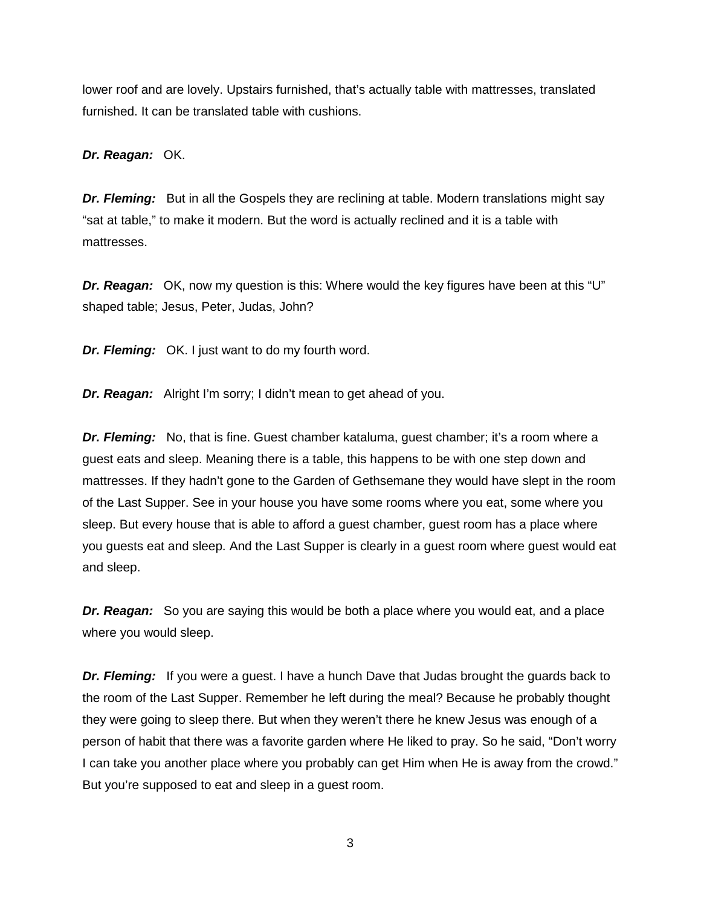lower roof and are lovely. Upstairs furnished, that's actually table with mattresses, translated furnished. It can be translated table with cushions.

***Dr. Reagan:*** OK.

***Dr. Fleming:*** But in all the Gospels they are reclining at table. Modern translations might say "sat at table," to make it modern. But the word is actually reclined and it is a table with mattresses.

***Dr. Reagan:*** OK, now my question is this: Where would the key figures have been at this "U" shaped table; Jesus, Peter, Judas, John?

***Dr. Fleming:*** OK. I just want to do my fourth word.

***Dr. Reagan:*** Alright I'm sorry; I didn't mean to get ahead of you.

***Dr. Fleming:*** No, that is fine. Guest chamber kataluma, guest chamber; it's a room where a guest eats and sleep. Meaning there is a table, this happens to be with one step down and mattresses. If they hadn't gone to the Garden of Gethsemane they would have slept in the room of the Last Supper. See in your house you have some rooms where you eat, some where you sleep. But every house that is able to afford a guest chamber, guest room has a place where you guests eat and sleep. And the Last Supper is clearly in a guest room where guest would eat and sleep.

***Dr. Reagan:*** So you are saying this would be both a place where you would eat, and a place where you would sleep.

***Dr. Fleming:*** If you were a guest. I have a hunch Dave that Judas brought the guards back to the room of the Last Supper. Remember he left during the meal? Because he probably thought they were going to sleep there. But when they weren't there he knew Jesus was enough of a person of habit that there was a favorite garden where He liked to pray. So he said, "Don't worry I can take you another place where you probably can get Him when He is away from the crowd." But you're supposed to eat and sleep in a guest room.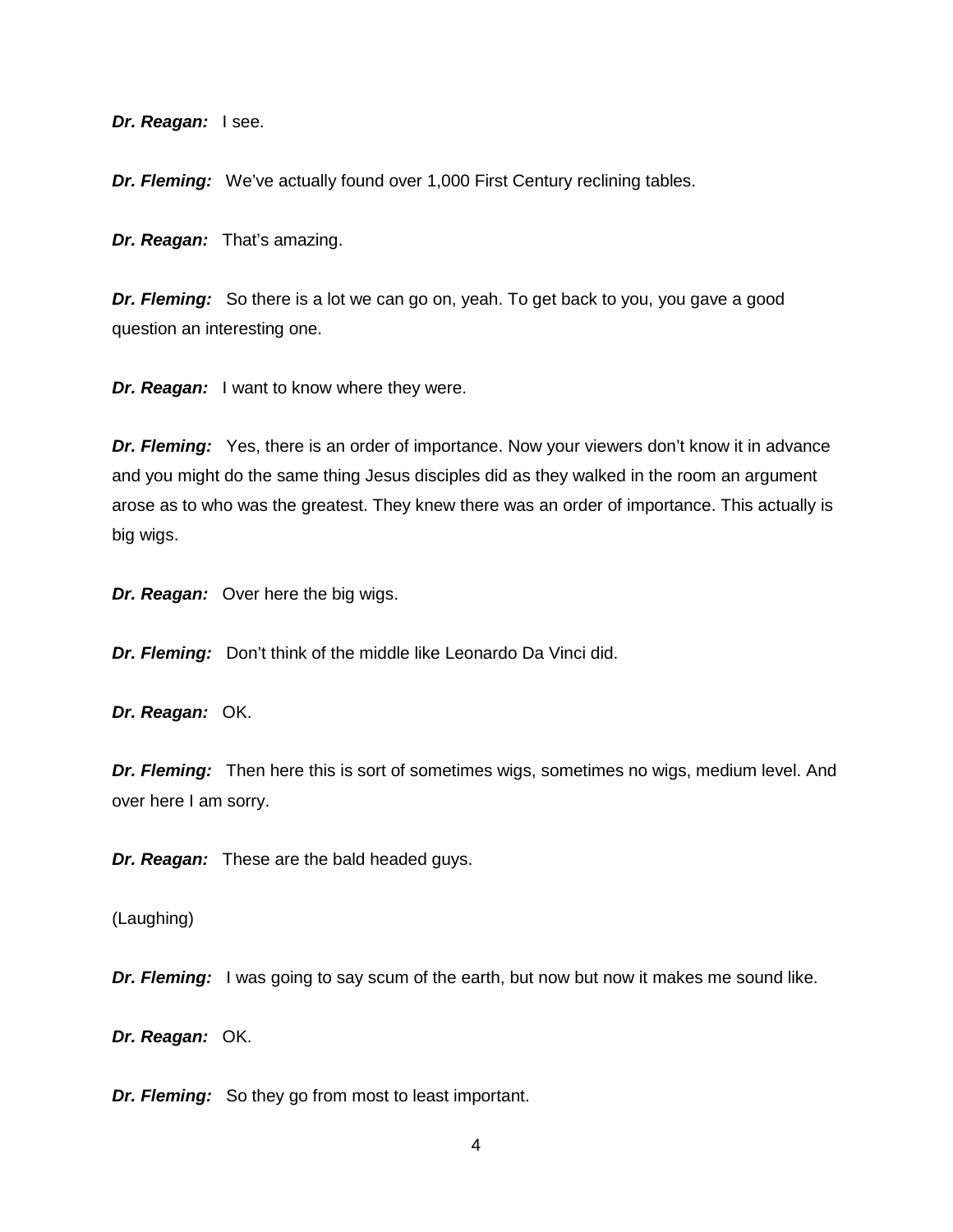***Dr. Reagan:*** I see.

***Dr. Fleming:*** We've actually found over 1,000 First Century reclining tables.

***Dr. Reagan:*** That's amazing.

***Dr. Fleming:*** So there is a lot we can go on, yeah. To get back to you, you gave a good question an interesting one.

***Dr. Reagan:*** I want to know where they were.

***Dr. Fleming:*** Yes, there is an order of importance. Now your viewers don't know it in advance and you might do the same thing Jesus disciples did as they walked in the room an argument arose as to who was the greatest. They knew there was an order of importance. This actually is big wigs.

***Dr. Reagan:*** Over here the big wigs.

***Dr. Fleming:*** Don't think of the middle like Leonardo Da Vinci did.

***Dr. Reagan:*** OK.

***Dr. Fleming:*** Then here this is sort of sometimes wigs, sometimes no wigs, medium level. And over here I am sorry.

***Dr. Reagan:*** These are the bald headed guys.

(Laughing)

***Dr. Fleming:*** I was going to say scum of the earth, but now but now it makes me sound like.

***Dr. Reagan:*** OK.

***Dr. Fleming:*** So they go from most to least important.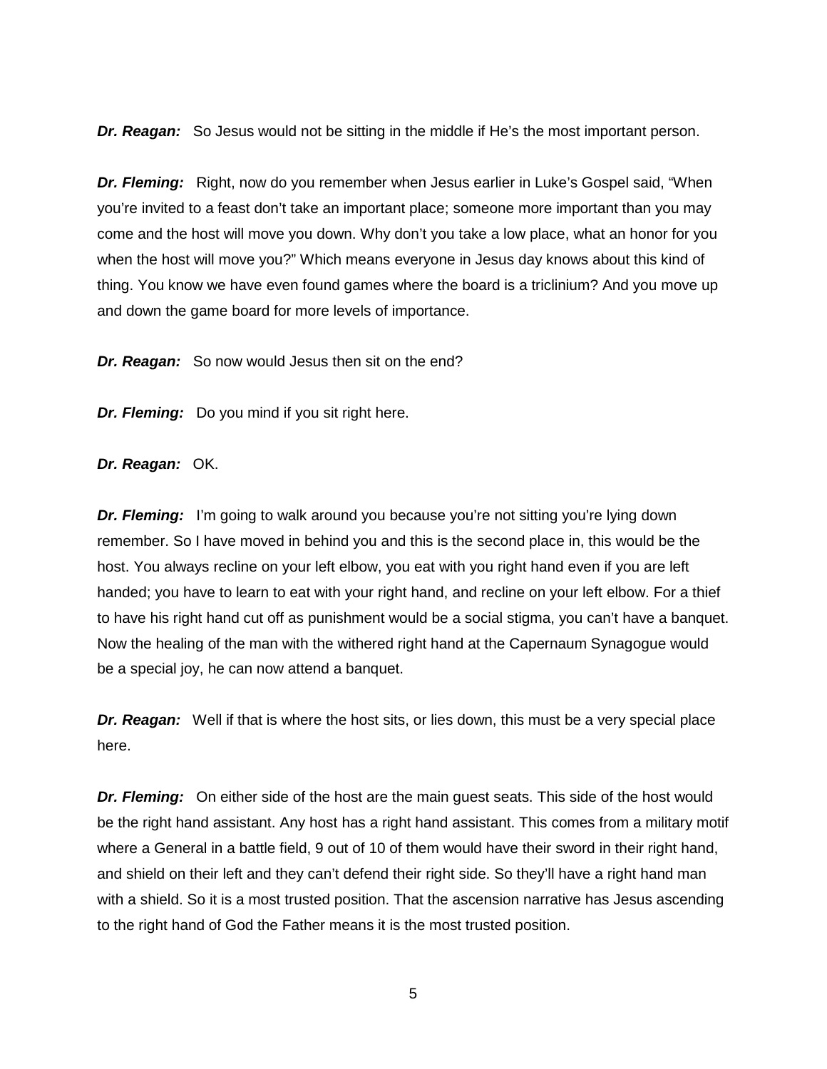***Dr. Reagan:*** So Jesus would not be sitting in the middle if He's the most important person.

***Dr. Fleming:*** Right, now do you remember when Jesus earlier in Luke's Gospel said, "When you're invited to a feast don't take an important place; someone more important than you may come and the host will move you down. Why don't you take a low place, what an honor for you when the host will move you?" Which means everyone in Jesus day knows about this kind of thing. You know we have even found games where the board is a triclinium? And you move up and down the game board for more levels of importance.

***Dr. Reagan:*** So now would Jesus then sit on the end?

***Dr. Fleming:*** Do you mind if you sit right here.

***Dr. Reagan:*** OK.

***Dr. Fleming:*** I'm going to walk around you because you're not sitting you're lying down remember. So I have moved in behind you and this is the second place in, this would be the host. You always recline on your left elbow, you eat with you right hand even if you are left handed; you have to learn to eat with your right hand, and recline on your left elbow. For a thief to have his right hand cut off as punishment would be a social stigma, you can't have a banquet. Now the healing of the man with the withered right hand at the Capernaum Synagogue would be a special joy, he can now attend a banquet.

***Dr. Reagan:*** Well if that is where the host sits, or lies down, this must be a very special place here.

***Dr. Fleming:*** On either side of the host are the main guest seats. This side of the host would be the right hand assistant. Any host has a right hand assistant. This comes from a military motif where a General in a battle field, 9 out of 10 of them would have their sword in their right hand, and shield on their left and they can't defend their right side. So they'll have a right hand man with a shield. So it is a most trusted position. That the ascension narrative has Jesus ascending to the right hand of God the Father means it is the most trusted position.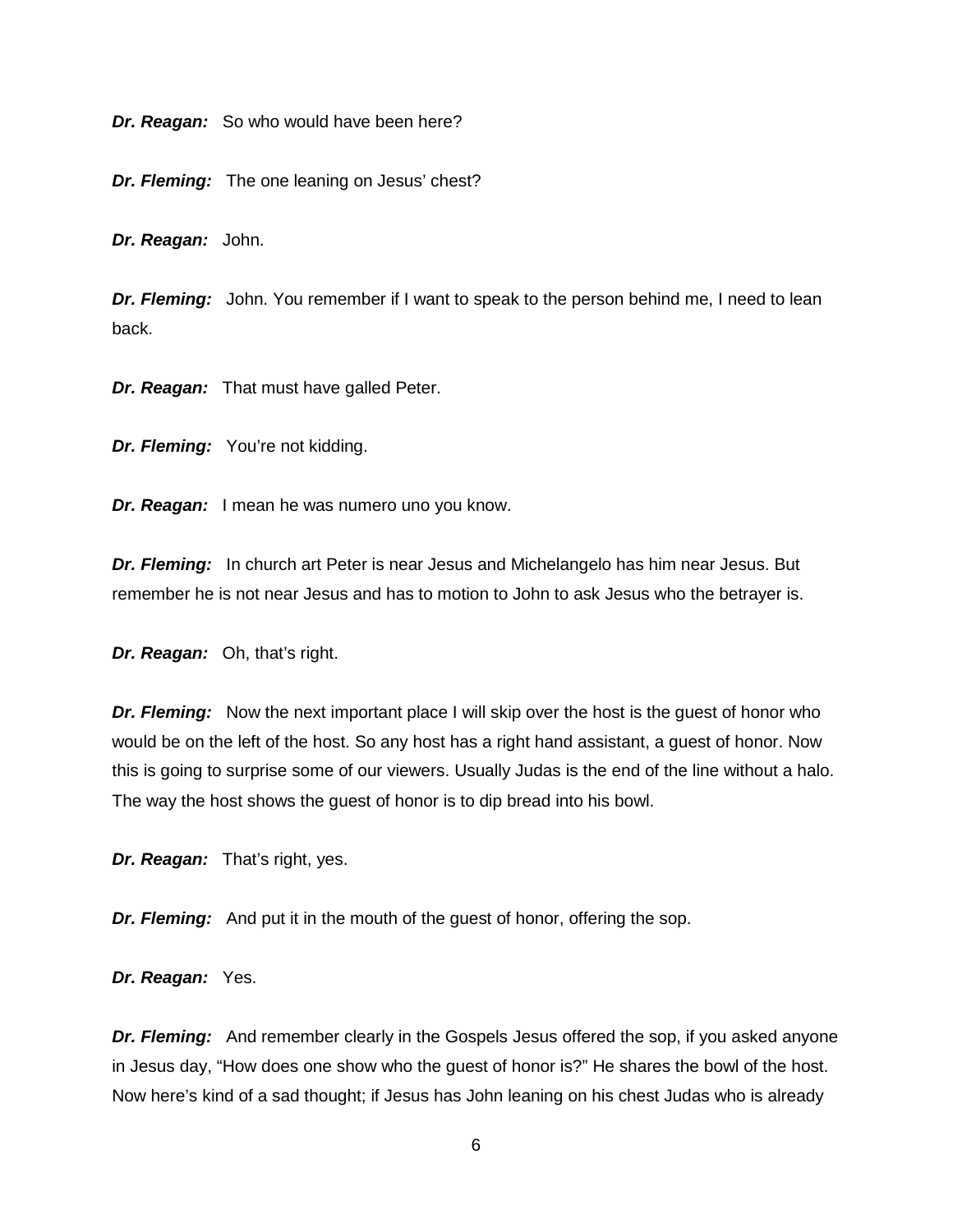***Dr. Reagan:*** So who would have been here?

***Dr. Fleming:*** The one leaning on Jesus' chest?

***Dr. Reagan:*** John.

***Dr. Fleming:*** John. You remember if I want to speak to the person behind me, I need to lean back.

***Dr. Reagan:*** That must have galled Peter.

***Dr. Fleming:*** You're not kidding.

***Dr. Reagan:*** I mean he was numero uno you know.

***Dr. Fleming:*** In church art Peter is near Jesus and Michelangelo has him near Jesus. But remember he is not near Jesus and has to motion to John to ask Jesus who the betrayer is.

***Dr. Reagan:*** Oh, that's right.

***Dr. Fleming:*** Now the next important place I will skip over the host is the guest of honor who would be on the left of the host. So any host has a right hand assistant, a guest of honor. Now this is going to surprise some of our viewers. Usually Judas is the end of the line without a halo. The way the host shows the guest of honor is to dip bread into his bowl.

***Dr. Reagan:*** That's right, yes.

***Dr. Fleming:*** And put it in the mouth of the guest of honor, offering the sop.

***Dr. Reagan:*** Yes.

***Dr. Fleming:*** And remember clearly in the Gospels Jesus offered the sop, if you asked anyone in Jesus day, "How does one show who the guest of honor is?" He shares the bowl of the host. Now here's kind of a sad thought; if Jesus has John leaning on his chest Judas who is already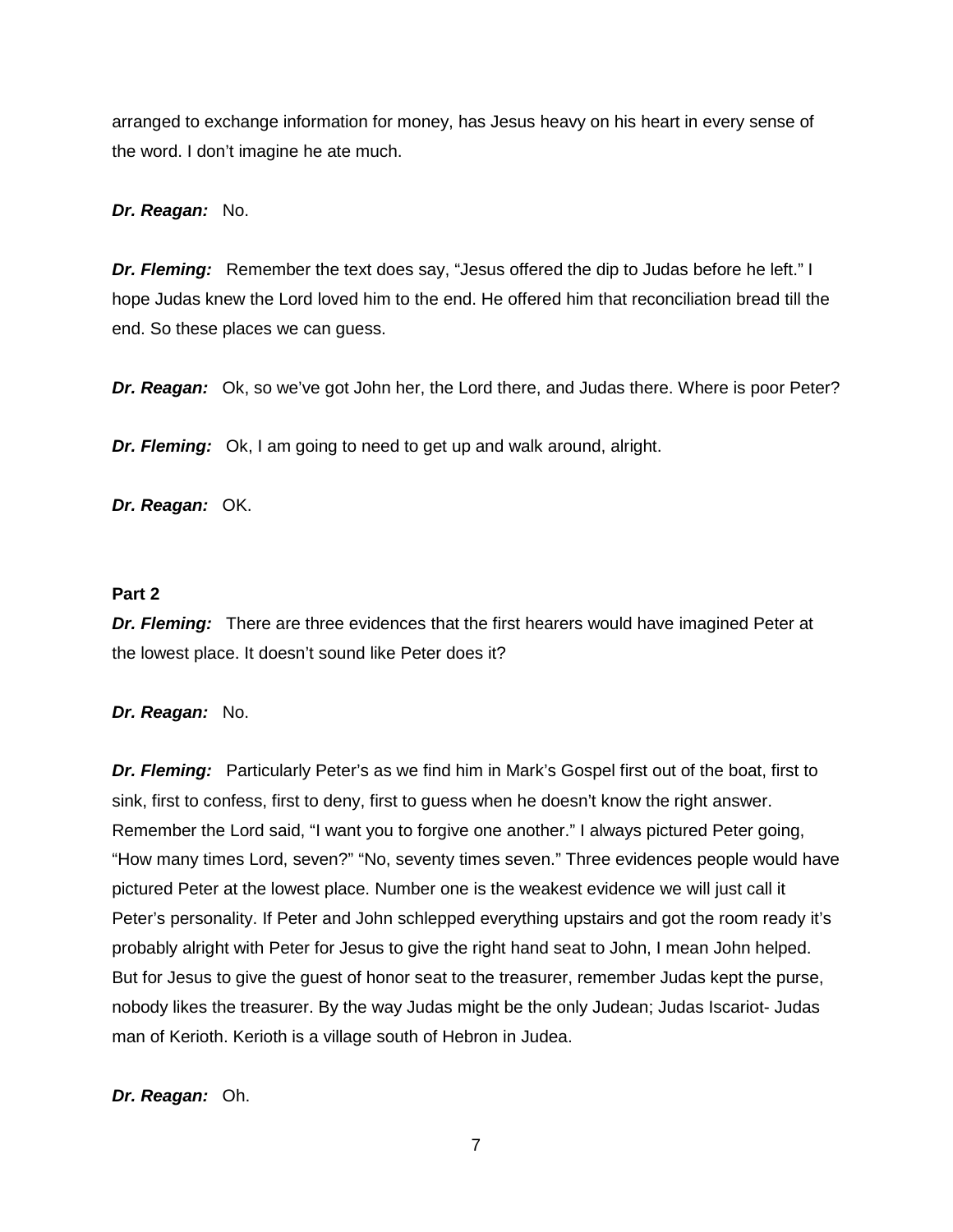arranged to exchange information for money, has Jesus heavy on his heart in every sense of the word. I don't imagine he ate much.

***Dr. Reagan:*** No.

***Dr. Fleming:*** Remember the text does say, "Jesus offered the dip to Judas before he left." I hope Judas knew the Lord loved him to the end. He offered him that reconciliation bread till the end. So these places we can guess.

***Dr. Reagan:*** Ok, so we've got John her, the Lord there, and Judas there. Where is poor Peter?

***Dr. Fleming:*** Ok, I am going to need to get up and walk around, alright.

***Dr. Reagan:*** OK.

**Part 2**

***Dr. Fleming:*** There are three evidences that the first hearers would have imagined Peter at the lowest place. It doesn't sound like Peter does it?

***Dr. Reagan:*** No.

***Dr. Fleming:*** Particularly Peter's as we find him in Mark's Gospel first out of the boat, first to sink, first to confess, first to deny, first to guess when he doesn't know the right answer. Remember the Lord said, "I want you to forgive one another." I always pictured Peter going, "How many times Lord, seven?" "No, seventy times seven." Three evidences people would have pictured Peter at the lowest place. Number one is the weakest evidence we will just call it Peter's personality. If Peter and John schlepped everything upstairs and got the room ready it's probably alright with Peter for Jesus to give the right hand seat to John, I mean John helped. But for Jesus to give the guest of honor seat to the treasurer, remember Judas kept the purse, nobody likes the treasurer. By the way Judas might be the only Judean; Judas Iscariot- Judas man of Kerioth. Kerioth is a village south of Hebron in Judea.

***Dr. Reagan:*** Oh.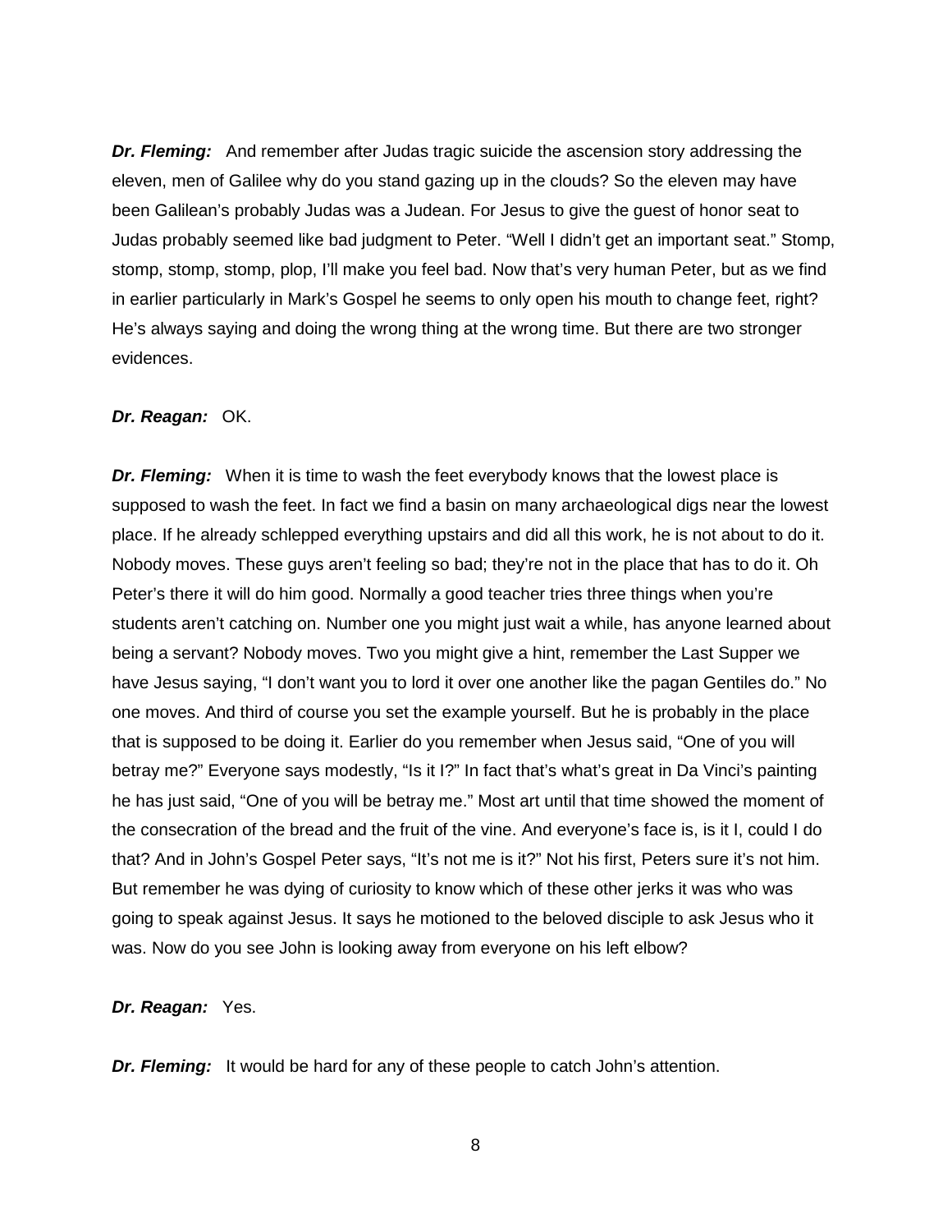***Dr. Fleming:*** And remember after Judas tragic suicide the ascension story addressing the eleven, men of Galilee why do you stand gazing up in the clouds? So the eleven may have been Galilean's probably Judas was a Judean. For Jesus to give the guest of honor seat to Judas probably seemed like bad judgment to Peter. "Well I didn't get an important seat." Stomp, stomp, stomp, stomp, plop, I'll make you feel bad. Now that's very human Peter, but as we find in earlier particularly in Mark's Gospel he seems to only open his mouth to change feet, right? He's always saying and doing the wrong thing at the wrong time. But there are two stronger evidences.

***Dr. Reagan:*** OK.

***Dr. Fleming:*** When it is time to wash the feet everybody knows that the lowest place is supposed to wash the feet. In fact we find a basin on many archaeological digs near the lowest place. If he already schlepped everything upstairs and did all this work, he is not about to do it. Nobody moves. These guys aren't feeling so bad; they're not in the place that has to do it. Oh Peter's there it will do him good. Normally a good teacher tries three things when you're students aren't catching on. Number one you might just wait a while, has anyone learned about being a servant? Nobody moves. Two you might give a hint, remember the Last Supper we have Jesus saying, "I don't want you to lord it over one another like the pagan Gentiles do." No one moves. And third of course you set the example yourself. But he is probably in the place that is supposed to be doing it. Earlier do you remember when Jesus said, "One of you will betray me?" Everyone says modestly, "Is it I?" In fact that's what's great in Da Vinci's painting he has just said, "One of you will be betray me." Most art until that time showed the moment of the consecration of the bread and the fruit of the vine. And everyone's face is, is it I, could I do that? And in John's Gospel Peter says, "It's not me is it?" Not his first, Peters sure it's not him. But remember he was dying of curiosity to know which of these other jerks it was who was going to speak against Jesus. It says he motioned to the beloved disciple to ask Jesus who it was. Now do you see John is looking away from everyone on his left elbow?

***Dr. Reagan:*** Yes.

***Dr. Fleming:*** It would be hard for any of these people to catch John's attention.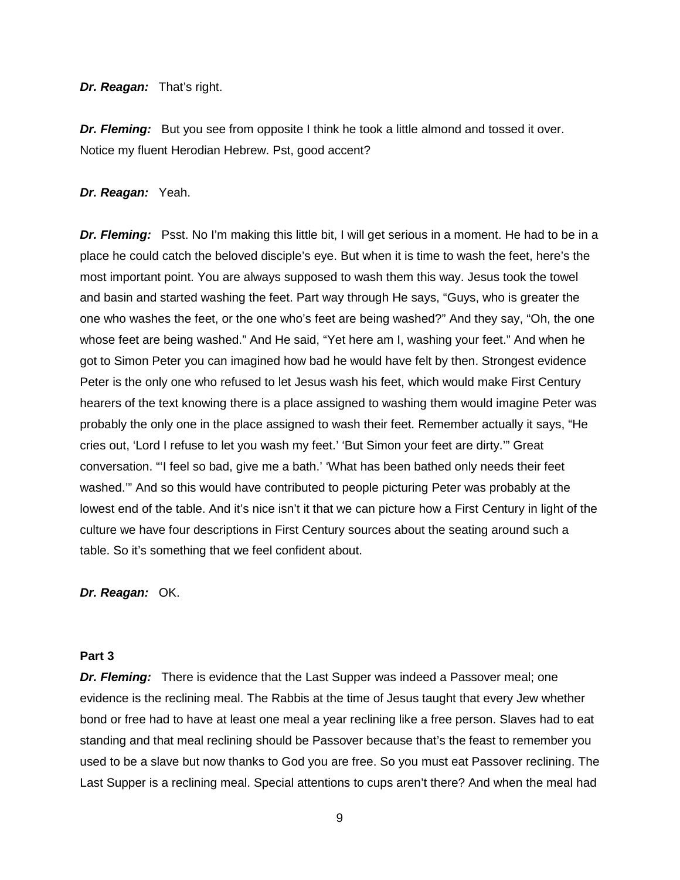***Dr. Reagan:*** That's right.

***Dr. Fleming:*** But you see from opposite I think he took a little almond and tossed it over. Notice my fluent Herodian Hebrew. Pst, good accent?

***Dr. Reagan:*** Yeah.

***Dr. Fleming:*** Psst. No I'm making this little bit, I will get serious in a moment. He had to be in a place he could catch the beloved disciple's eye. But when it is time to wash the feet, here's the most important point. You are always supposed to wash them this way. Jesus took the towel and basin and started washing the feet. Part way through He says, "Guys, who is greater the one who washes the feet, or the one who's feet are being washed?" And they say, "Oh, the one whose feet are being washed." And He said, "Yet here am I, washing your feet." And when he got to Simon Peter you can imagined how bad he would have felt by then. Strongest evidence Peter is the only one who refused to let Jesus wash his feet, which would make First Century hearers of the text knowing there is a place assigned to washing them would imagine Peter was probably the only one in the place assigned to wash their feet. Remember actually it says, "He cries out, 'Lord I refuse to let you wash my feet.' 'But Simon your feet are dirty.'" Great conversation. "'I feel so bad, give me a bath.' 'What has been bathed only needs their feet washed.'" And so this would have contributed to people picturing Peter was probably at the lowest end of the table. And it's nice isn't it that we can picture how a First Century in light of the culture we have four descriptions in First Century sources about the seating around such a table. So it's something that we feel confident about.

***Dr. Reagan:*** OK.

**Part 3**

***Dr. Fleming:*** There is evidence that the Last Supper was indeed a Passover meal; one evidence is the reclining meal. The Rabbis at the time of Jesus taught that every Jew whether bond or free had to have at least one meal a year reclining like a free person. Slaves had to eat standing and that meal reclining should be Passover because that's the feast to remember you used to be a slave but now thanks to God you are free. So you must eat Passover reclining. The Last Supper is a reclining meal. Special attentions to cups aren't there? And when the meal had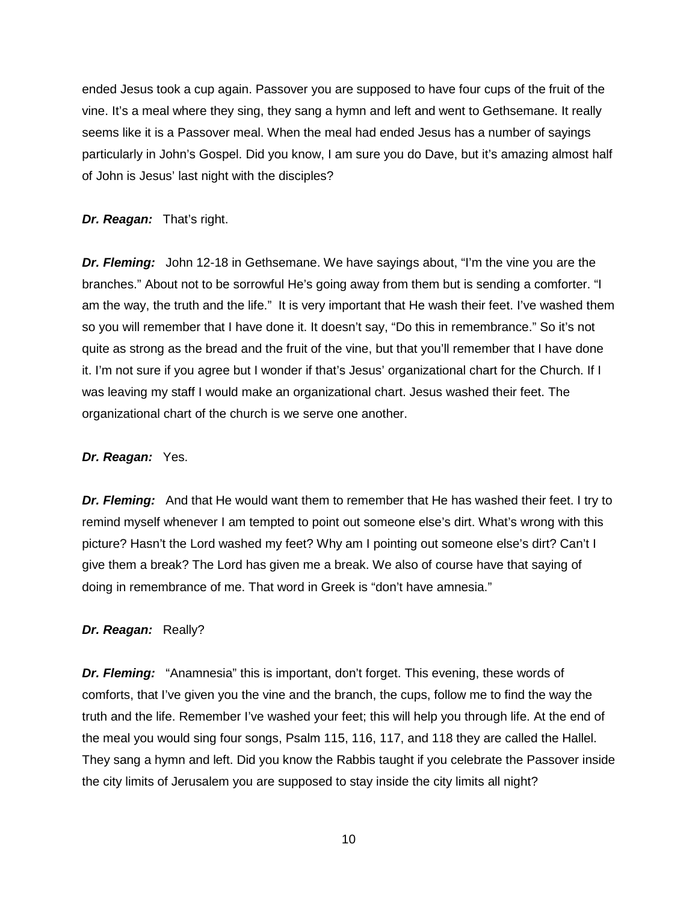ended Jesus took a cup again. Passover you are supposed to have four cups of the fruit of the vine. It's a meal where they sing, they sang a hymn and left and went to Gethsemane. It really seems like it is a Passover meal. When the meal had ended Jesus has a number of sayings particularly in John's Gospel. Did you know, I am sure you do Dave, but it's amazing almost half of John is Jesus' last night with the disciples?

***Dr. Reagan:*** That's right.

***Dr. Fleming:*** John 12-18 in Gethsemane. We have sayings about, "I'm the vine you are the branches." About not to be sorrowful He's going away from them but is sending a comforter. "I am the way, the truth and the life." It is very important that He wash their feet. I've washed them so you will remember that I have done it. It doesn't say, "Do this in remembrance." So it's not quite as strong as the bread and the fruit of the vine, but that you'll remember that I have done it. I'm not sure if you agree but I wonder if that's Jesus' organizational chart for the Church. If I was leaving my staff I would make an organizational chart. Jesus washed their feet. The organizational chart of the church is we serve one another.

***Dr. Reagan:*** Yes.

***Dr. Fleming:*** And that He would want them to remember that He has washed their feet. I try to remind myself whenever I am tempted to point out someone else's dirt. What's wrong with this picture? Hasn't the Lord washed my feet? Why am I pointing out someone else's dirt? Can't I give them a break? The Lord has given me a break. We also of course have that saying of doing in remembrance of me. That word in Greek is "don't have amnesia."

***Dr. Reagan:*** Really?

***Dr. Fleming:*** "Anamnesia" this is important, don't forget. This evening, these words of comforts, that I've given you the vine and the branch, the cups, follow me to find the way the truth and the life. Remember I've washed your feet; this will help you through life. At the end of the meal you would sing four songs, Psalm 115, 116, 117, and 118 they are called the Hallel. They sang a hymn and left. Did you know the Rabbis taught if you celebrate the Passover inside the city limits of Jerusalem you are supposed to stay inside the city limits all night?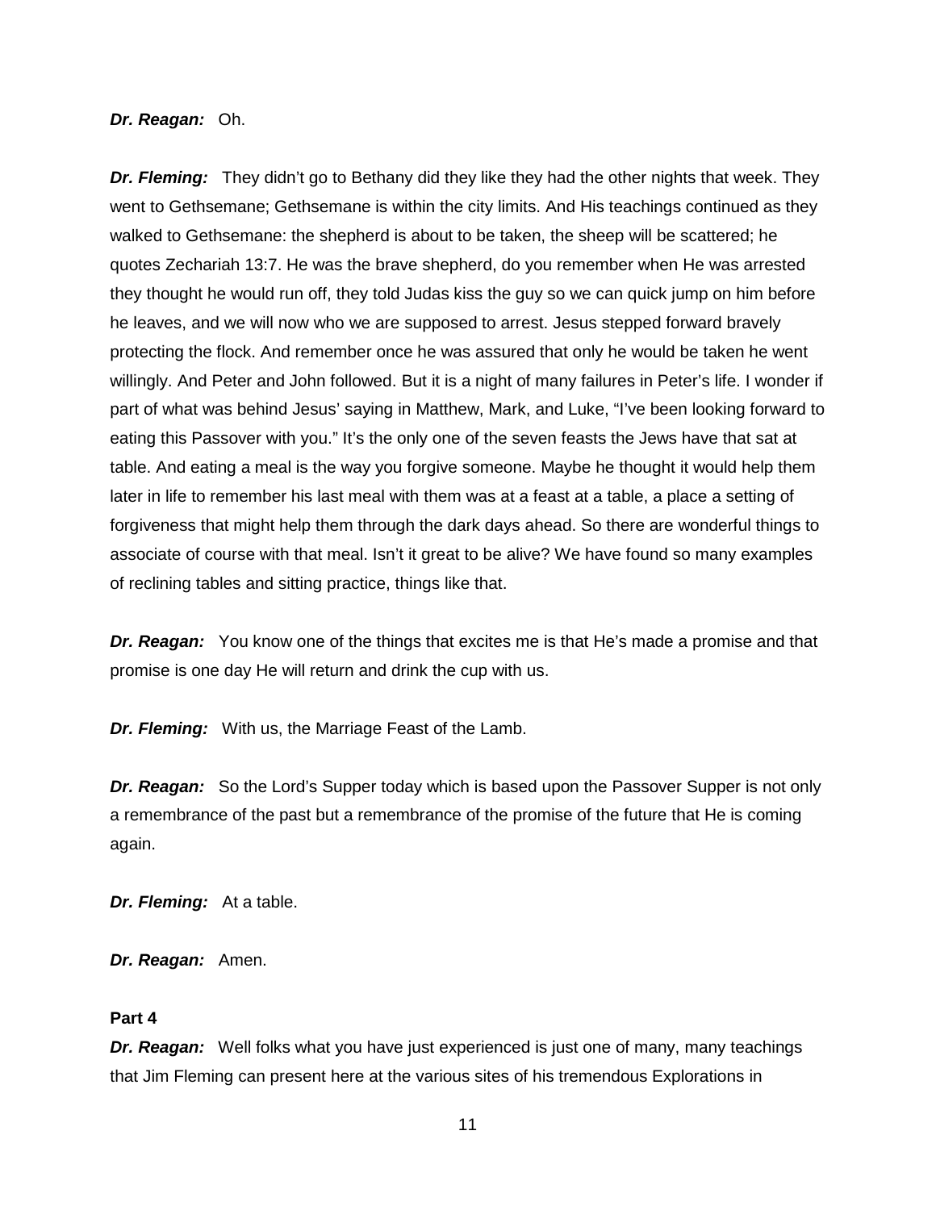***Dr. Reagan:*** Oh.

***Dr. Fleming:*** They didn't go to Bethany did they like they had the other nights that week. They went to Gethsemane; Gethsemane is within the city limits. And His teachings continued as they walked to Gethsemane: the shepherd is about to be taken, the sheep will be scattered; he quotes Zechariah 13:7. He was the brave shepherd, do you remember when He was arrested they thought he would run off, they told Judas kiss the guy so we can quick jump on him before he leaves, and we will now who we are supposed to arrest. Jesus stepped forward bravely protecting the flock. And remember once he was assured that only he would be taken he went willingly. And Peter and John followed. But it is a night of many failures in Peter's life. I wonder if part of what was behind Jesus' saying in Matthew, Mark, and Luke, "I've been looking forward to eating this Passover with you." It's the only one of the seven feasts the Jews have that sat at table. And eating a meal is the way you forgive someone. Maybe he thought it would help them later in life to remember his last meal with them was at a feast at a table, a place a setting of forgiveness that might help them through the dark days ahead. So there are wonderful things to associate of course with that meal. Isn't it great to be alive? We have found so many examples of reclining tables and sitting practice, things like that.

***Dr. Reagan:*** You know one of the things that excites me is that He's made a promise and that promise is one day He will return and drink the cup with us.

***Dr. Fleming:*** With us, the Marriage Feast of the Lamb.

***Dr. Reagan:*** So the Lord's Supper today which is based upon the Passover Supper is not only a remembrance of the past but a remembrance of the promise of the future that He is coming again.

***Dr. Fleming:*** At a table.

***Dr. Reagan:*** Amen.

**Part 4**

***Dr. Reagan:*** Well folks what you have just experienced is just one of many, many teachings that Jim Fleming can present here at the various sites of his tremendous Explorations in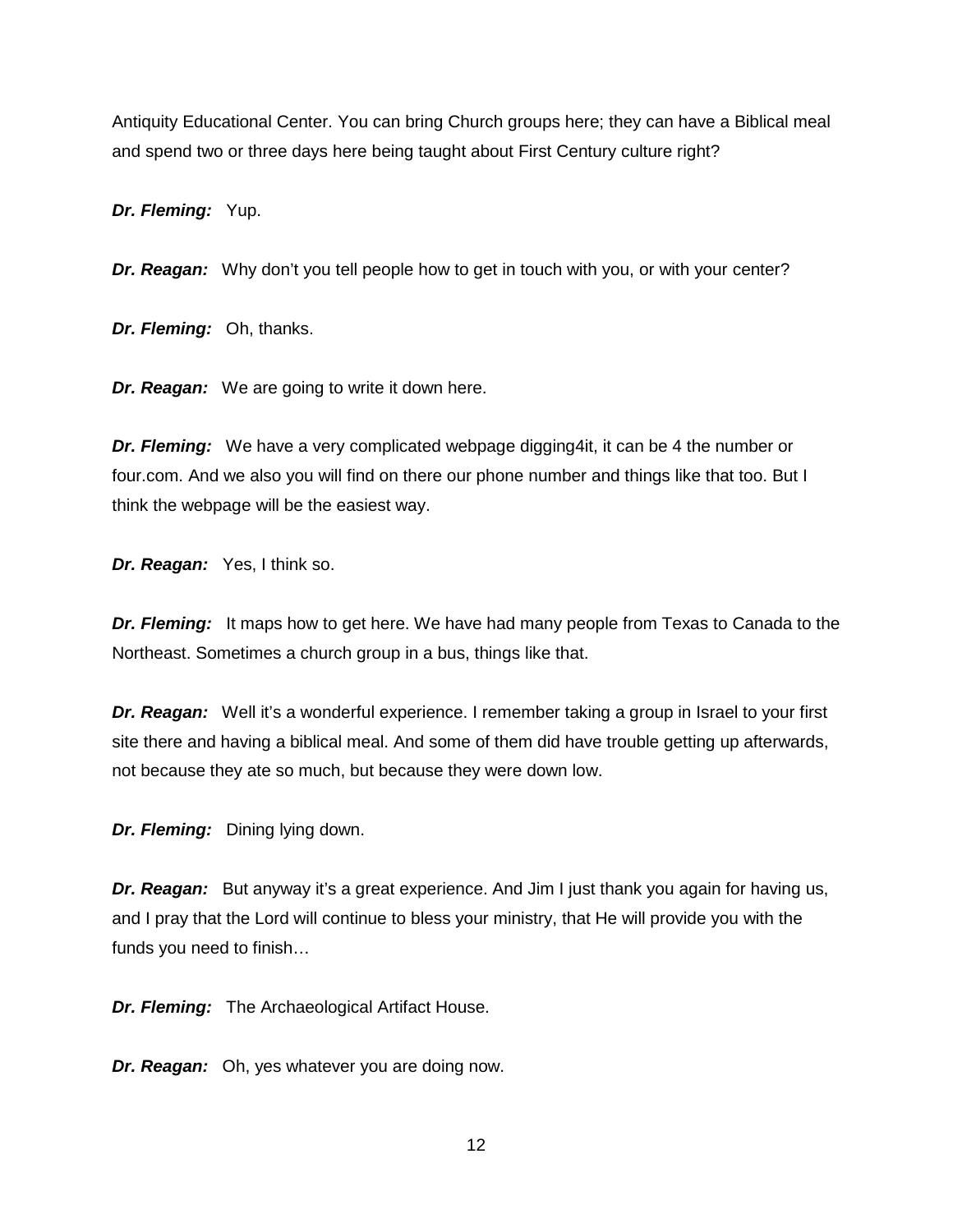Antiquity Educational Center. You can bring Church groups here; they can have a Biblical meal and spend two or three days here being taught about First Century culture right?

***Dr. Fleming:*** Yup.

***Dr. Reagan:*** Why don't you tell people how to get in touch with you, or with your center?

***Dr. Fleming:*** Oh, thanks.

***Dr. Reagan:*** We are going to write it down here.

***Dr. Fleming:*** We have a very complicated webpage digging4it, it can be 4 the number or four.com. And we also you will find on there our phone number and things like that too. But I think the webpage will be the easiest way.

***Dr. Reagan:*** Yes, I think so.

***Dr. Fleming:*** It maps how to get here. We have had many people from Texas to Canada to the Northeast. Sometimes a church group in a bus, things like that.

***Dr. Reagan:*** Well it's a wonderful experience. I remember taking a group in Israel to your first site there and having a biblical meal. And some of them did have trouble getting up afterwards, not because they ate so much, but because they were down low.

***Dr. Fleming:*** Dining lying down.

***Dr. Reagan:*** But anyway it's a great experience. And Jim I just thank you again for having us, and I pray that the Lord will continue to bless your ministry, that He will provide you with the funds you need to finish…

***Dr. Fleming:*** The Archaeological Artifact House.

***Dr. Reagan:*** Oh, yes whatever you are doing now.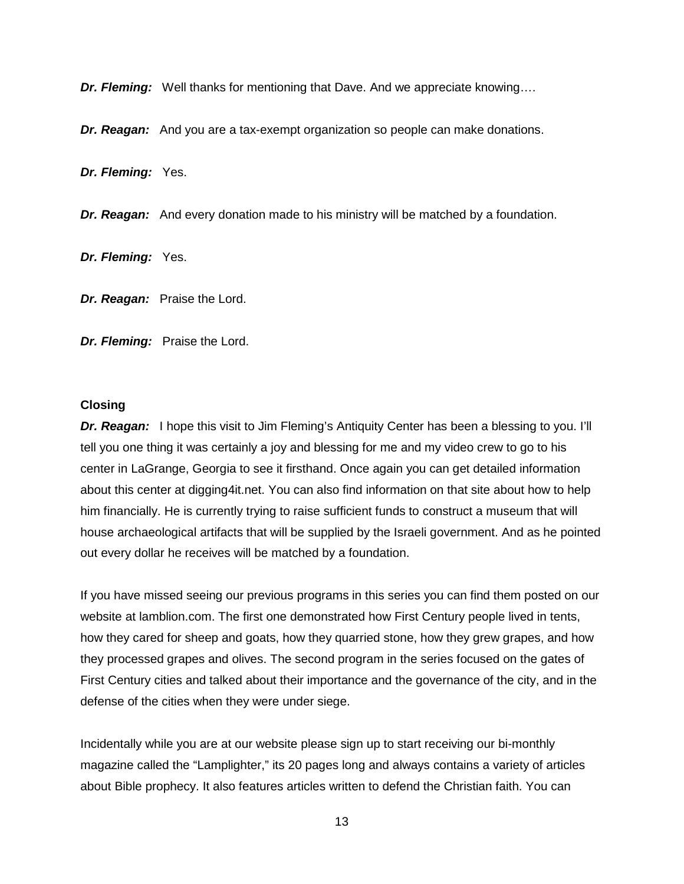***Dr. Fleming:*** Well thanks for mentioning that Dave. And we appreciate knowing….

***Dr. Reagan:*** And you are a tax-exempt organization so people can make donations.

***Dr. Fleming:*** Yes.

***Dr. Reagan:*** And every donation made to his ministry will be matched by a foundation.

***Dr. Fleming:*** Yes.

***Dr. Reagan:*** Praise the Lord.

***Dr. Fleming:*** Praise the Lord.

**Closing**

***Dr. Reagan:*** I hope this visit to Jim Fleming's Antiquity Center has been a blessing to you. I'll tell you one thing it was certainly a joy and blessing for me and my video crew to go to his center in LaGrange, Georgia to see it firsthand. Once again you can get detailed information about this center at digging4it.net. You can also find information on that site about how to help him financially. He is currently trying to raise sufficient funds to construct a museum that will house archaeological artifacts that will be supplied by the Israeli government. And as he pointed out every dollar he receives will be matched by a foundation.

If you have missed seeing our previous programs in this series you can find them posted on our website at lamblion.com. The first one demonstrated how First Century people lived in tents, how they cared for sheep and goats, how they quarried stone, how they grew grapes, and how they processed grapes and olives. The second program in the series focused on the gates of First Century cities and talked about their importance and the governance of the city, and in the defense of the cities when they were under siege.

Incidentally while you are at our website please sign up to start receiving our bi-monthly magazine called the "Lamplighter," its 20 pages long and always contains a variety of articles about Bible prophecy. It also features articles written to defend the Christian faith. You can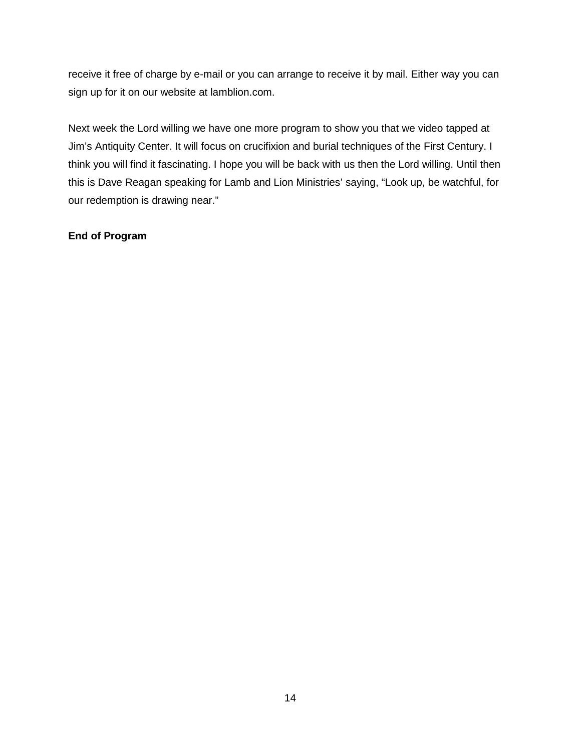receive it free of charge by e-mail or you can arrange to receive it by mail. Either way you can sign up for it on our website at lamblion.com.

Next week the Lord willing we have one more program to show you that we video tapped at Jim's Antiquity Center. It will focus on crucifixion and burial techniques of the First Century. I think you will find it fascinating. I hope you will be back with us then the Lord willing. Until then this is Dave Reagan speaking for Lamb and Lion Ministries' saying, "Look up, be watchful, for our redemption is drawing near."

**End of Program**